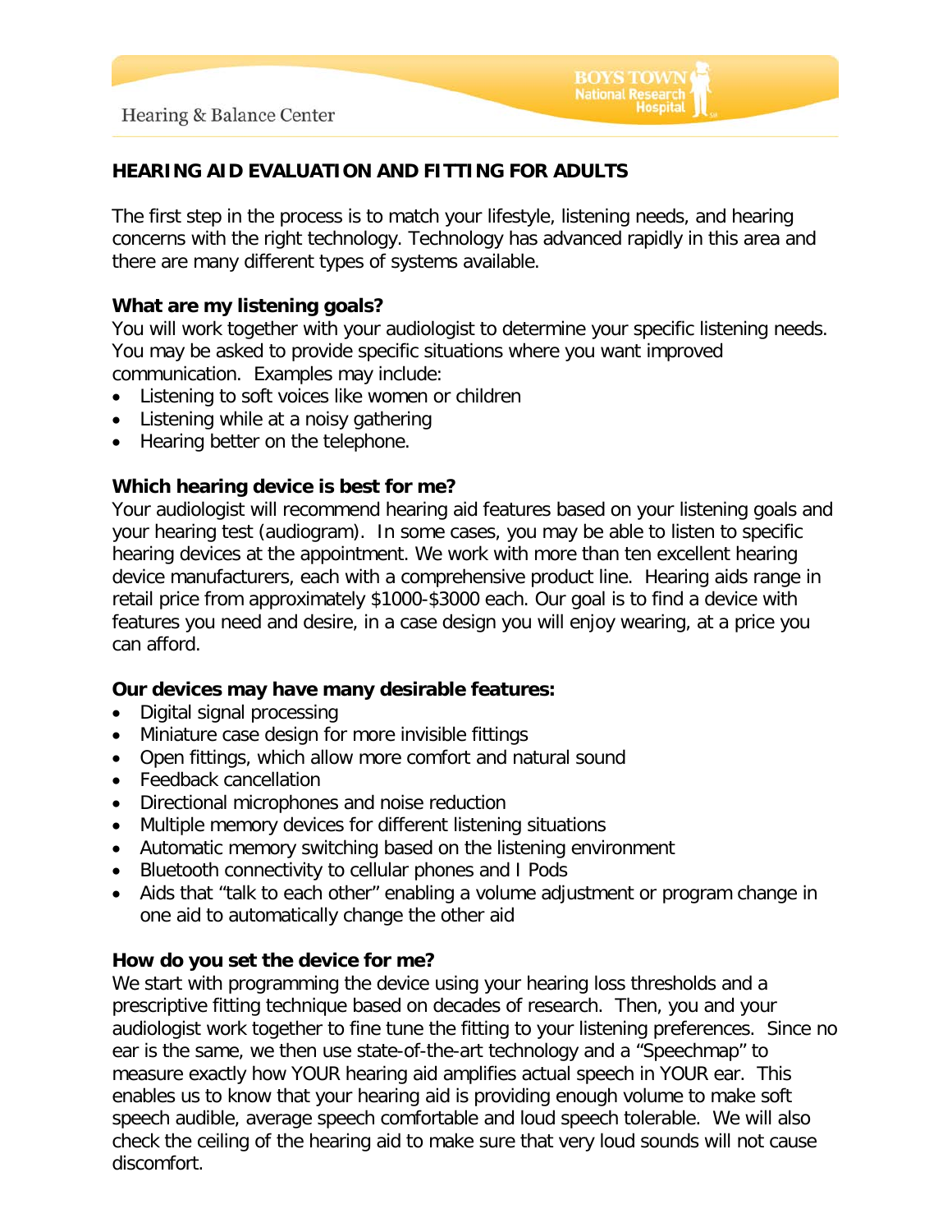# HEARING AID EVALUATION AND FITTING FOR ADULTS

The first step in the process is to match your lifestyle, listening needs, and hearing concerns with the right technology. Technology has advanced rapidly in this area and there are many different types of systems available.

**What are my listening goals?**

You will work together with your audiologist to determine your specific listening needs. You may be asked to provide specific situations where you want improved communication. Examples may include:

- Listening to soft voices like women or children
- Listening while at a noisy gathering
- Hearing better on the telephone.

**Which hearing device is best for me?**

Your audiologist will recommend hearing aid features based on your listening goals and your hearing test (audiogram). In some cases, you may be able to listen to specific hearing devices at the appointment. We work with more than ten excellent hearing device manufacturers, each with a comprehensive product line. Hearing aids range in retail price from approximately $1000-$3000 each. Our goal is to find a device with features you need and desire, in a case design you will enjoy wearing, at a price you can afford.

**Our devices may have many desirable features:**

- Digital signal processing
- Miniature case design for more invisible fittings
- Open fittings, which allow more comfort and natural sound
- Feedback cancellation
- Directional microphones and noise reduction
- Multiple memory devices for different listening situations
- Automatic memory switching based on the listening environment
- Bluetooth connectivity to cellular phones and I Pods
- Aids that "talk to each other" enabling a volume adjustment or program change in one aid to automatically change the other aid

**How do you set the device for me?**

We start with programming the device using your hearing loss thresholds and a prescriptive fitting technique based on decades of research. Then, you and your audiologist work together to fine tune the fitting to your listening preferences. Since no ear is the same, we then use state-of-the-art technology and a "Speechmap" to measure exactly how YOUR hearing aid amplifies actual speech in YOUR ear. This enables us to know that your hearing aid is providing enough volume to make soft speech audible, average speech comfortable and loud speech tolerable. We will also check the ceiling of the hearing aid to make sure that very loud sounds will not cause discomfort.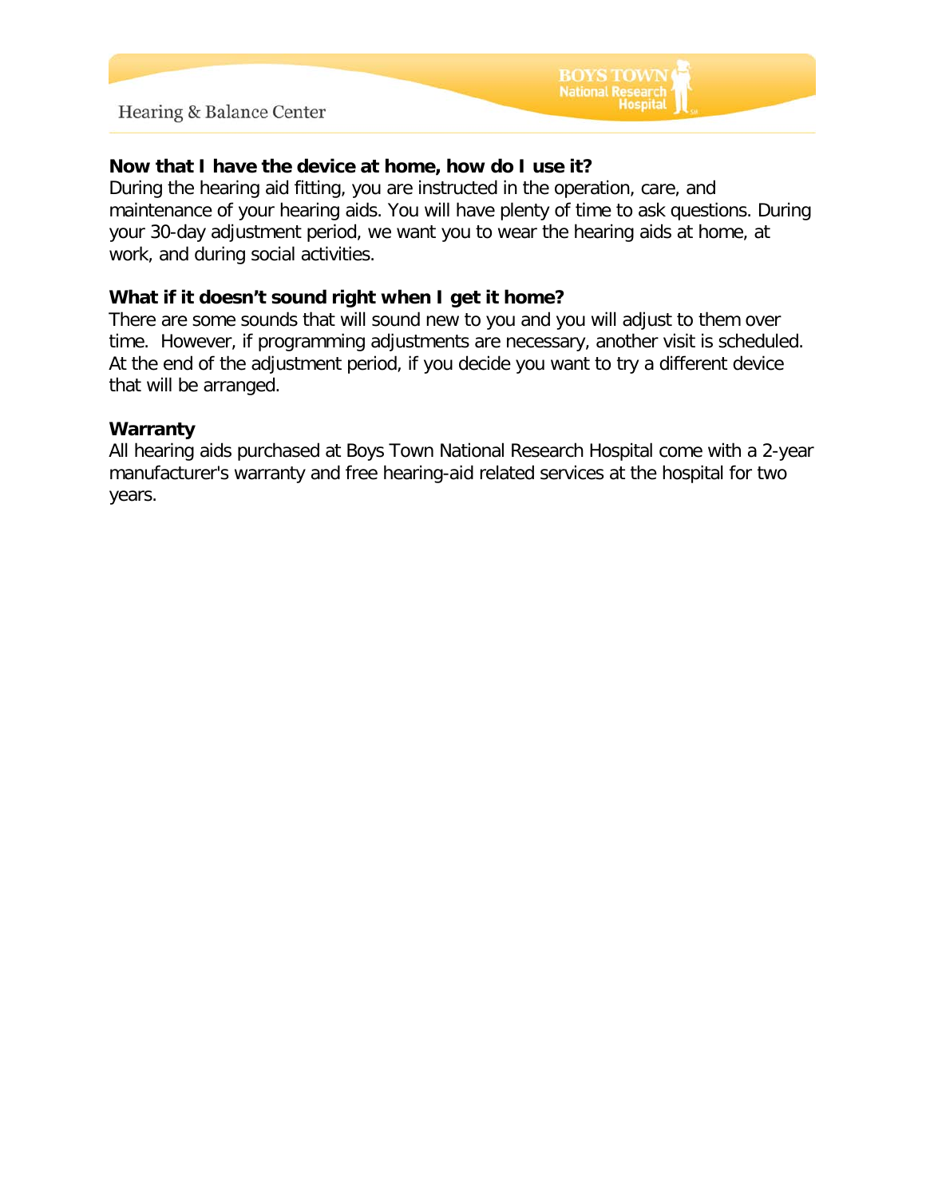**Now that I have the device at home, how do I use it?**
During the hearing aid fitting, you are instructed in the operation, care, and maintenance of your hearing aids. You will have plenty of time to ask questions. During your 30-day adjustment period, we want you to wear the hearing aids at home, at work, and during social activities.

**What if it doesn't sound right when I get it home?**
There are some sounds that will sound new to you and you will adjust to them over time. However, if programming adjustments are necessary, another visit is scheduled. At the end of the adjustment period, if you decide you want to try a different device that will be arranged.

**Warranty**
All hearing aids purchased at Boys Town National Research Hospital come with a 2-year manufacturer's warranty and free hearing-aid related services at the hospital for two years.